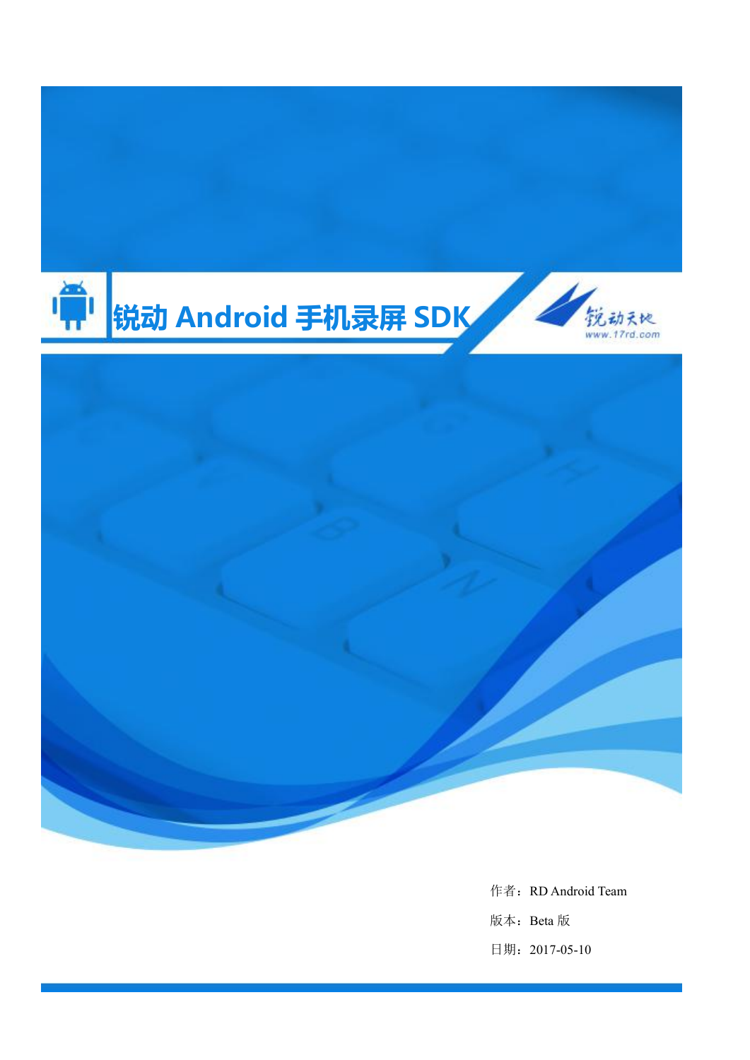# 锐动 Android 手机录屏 SDK

锐动天地

www.17rd.com

作者：RD Android Team

版本：Beta 版

日期：2017-05-10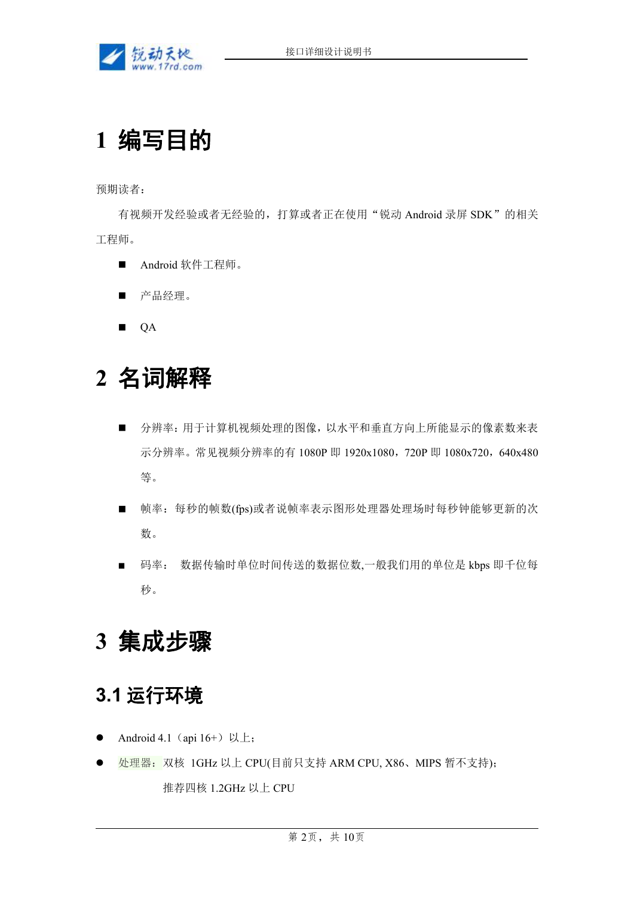# 1 编写目的

预期读者：

有视频开发经验或者无经验的，打算或者正在使用“锐动 Android 录屏 SDK”的相关工程师。

- Android 软件工程师。
- 产品经理。
- QA

# 2 名词解释

- 分辨率：用于计算机视频处理的图像，以水平和垂直方向上所能显示的像素数来表示分辨率。常见视频分辨率的有 1080P 即 1920x1080，720P 即 1080x720，640x480 等。
- 帧率：每秒的帧数(fps)或者说帧率表示图形处理器处理场时每秒钟能够更新的次数。
- 码率： 数据传输时单位时间传送的数据位数,一般我们用的单位是 kbps 即千位每秒。

# 3 集成步骤

## 3.1 运行环境

- Android 4.1（api 16+）以上；
- 处理器：双核 1GHz 以上 CPU(目前只支持 ARM CPU, X86、MIPS 暂不支持)；

  推荐四核 1.2GHz 以上 CPU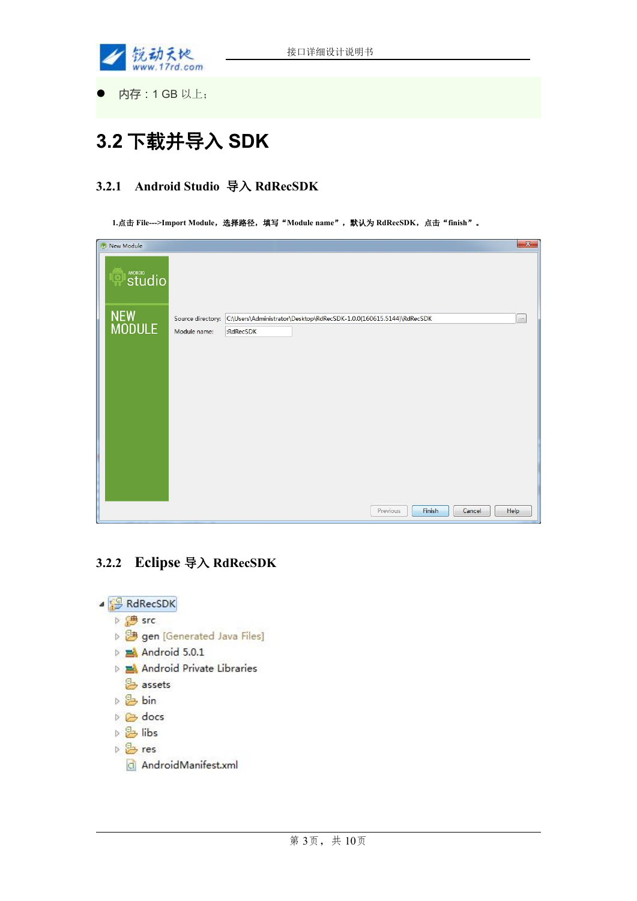- 内存：1 GB 以上；

## 3.2 下载并导入 SDK

### 3.2.1 Android Studio 导入 RdRecSDK

**1.点击 File--->Import Module，选择路径，填写“Module name”，默认为 RdRecSDK，点击“finish”。**

### 3.2.2 Eclipse 导入 RdRecSDK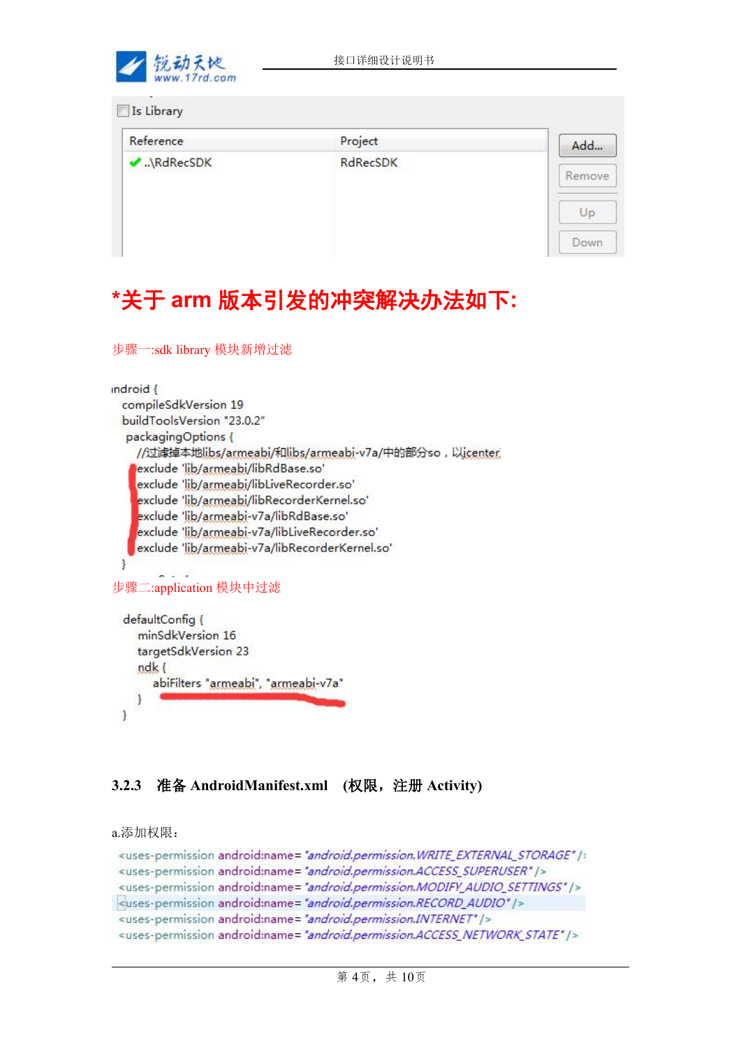Is Library

| Reference | Project |
|---|---|
| ✔ ..\RdRecSDK | RdRecSDK |

Add... Remove Up Down

## *关于 arm 版本引发的冲突解决办法如下:

步骤一:sdk library 模块新增过滤

```
ındroid {
  compileSdkVersion 19
  buildToolsVersion "23.0.2"
   packagingOptions {
     //过滤掉本地libs/armeabi/和libs/armeabi-v7a/中的部分so，以jcenter
     exclude 'lib/armeabi/libRdBase.so'
     exclude 'lib/armeabi/libLiveRecorder.so'
     exclude 'lib/armeabi/libRecorderKernel.so'
     exclude 'lib/armeabi-v7a/libRdBase.so'
     exclude 'lib/armeabi-v7a/libLiveRecorder.so'
     exclude 'lib/armeabi-v7a/libRecorderKernel.so'
  }
```

步骤二:application 模块中过滤

```
defaultConfig {
    minSdkVersion 16
    targetSdkVersion 23
    ndk {
        abiFilters "armeabi", "armeabi-v7a"
    }
}
```

### 3.2.3 准备 AndroidManifest.xml (权限，注册 Activity)

a.添加权限：

```
<uses-permission android:name="android.permission.WRITE_EXTERNAL_STORAGE" />
<uses-permission android:name="android.permission.ACCESS_SUPERUSER" />
<uses-permission android:name="android.permission.MODIFY_AUDIO_SETTINGS" />
<uses-permission android:name="android.permission.RECORD_AUDIO" />
<uses-permission android:name="android.permission.INTERNET" />
<uses-permission android:name="android.permission.ACCESS_NETWORK_STATE" />
```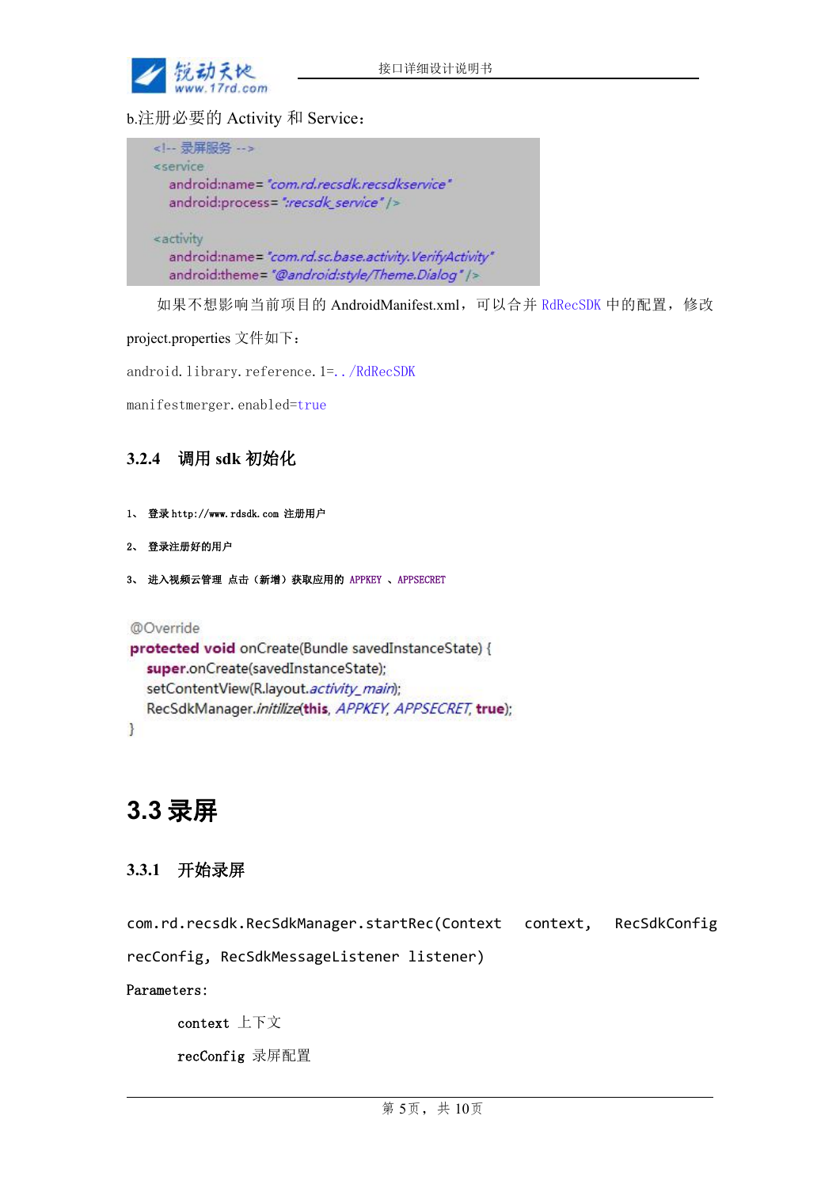b.注册必要的 Activity 和 Service：

```
<!-- 录屏服务 -->
<service
    android:name="com.rd.recsdk.recsdkservice"
    android:process=":recsdk_service" />

<activity
    android:name="com.rd.sc.base.activity.VerifyActivity"
    android:theme="@android:style/Theme.Dialog" />
```

如果不想影响当前项目的 AndroidManifest.xml，可以合并 RdRecSDK 中的配置，修改 project.properties 文件如下：

```
android.library.reference.1=../RdRecSDK
manifestmerger.enabled=true
```

### 3.2.4 调用 sdk 初始化

1、 登录 http://www.rdsdk.com 注册用户

2、 登录注册好的用户

3、 进入视频云管理 点击（新增）获取应用的 APPKEY 、APPSECRET

```
@Override
protected void onCreate(Bundle savedInstanceState) {
    super.onCreate(savedInstanceState);
    setContentView(R.layout.activity_main);
    RecSdkManager.initilize(this, APPKEY, APPSECRET, true);
}
```

## 3.3 录屏

### 3.3.1 开始录屏

com.rd.recsdk.RecSdkManager.startRec(Context context, RecSdkConfig recConfig, RecSdkMessageListener listener)

Parameters:

context 上下文

recConfig 录屏配置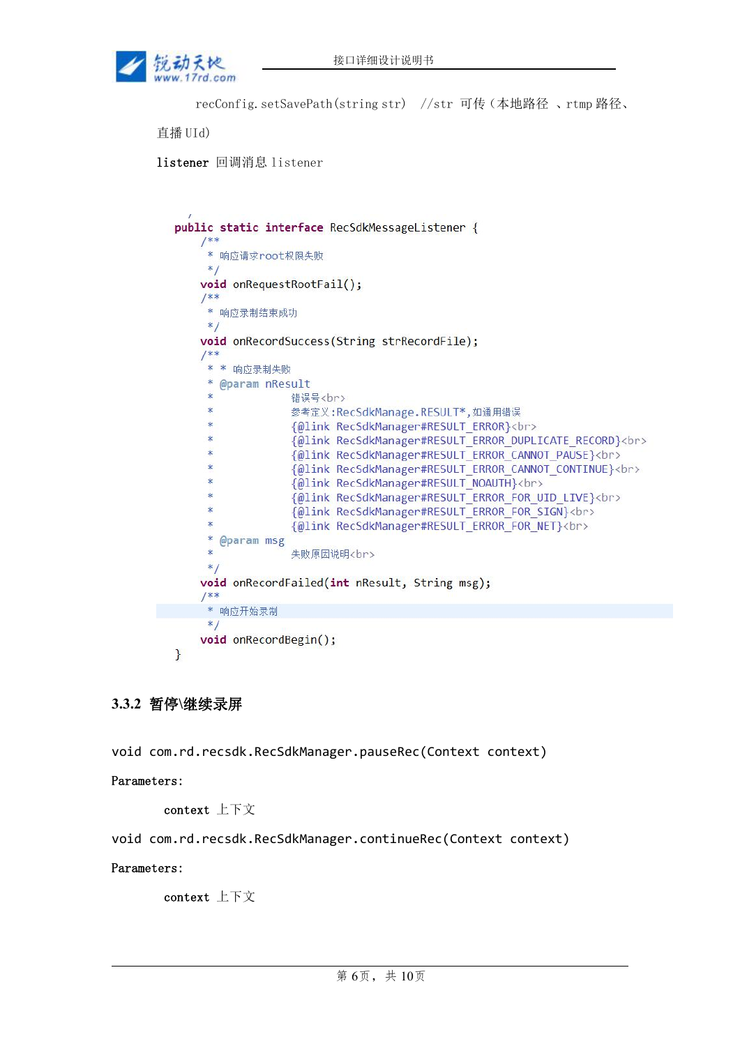recConfig.setSavePath(string str)　//str 可传（本地路径 、rtmp 路径、直播 UId)

listener 回调消息 listener

```java
public static interface RecSdkMessageListener {
    /**
     * 响应请求root权限失败
     */
    void onRequestRootFail();
    /**
     * 响应录制结束成功
     */
    void onRecordSuccess(String strRecordFile);
    /**
     * * 响应录制失败
     * @param nResult
     *           错误号<br>
     *           参考定义:RecSdkManage.RESULT*,如通用错误
     *           {@link RecSdkManager#RESULT_ERROR}<br>
     *           {@link RecSdkManager#RESULT_ERROR_DUPLICATE_RECORD}<br>
     *           {@link RecSdkManager#RESULT_ERROR_CANNOT_PAUSE}<br>
     *           {@link RecSdkManager#RESULT_ERROR_CANNOT_CONTINUE}<br>
     *           {@link RecSdkManager#RESULT_NOAUTH}<br>
     *           {@link RecSdkManager#RESULT_ERROR_FOR_UID_LIVE}<br>
     *           {@link RecSdkManager#RESULT_ERROR_FOR_SIGN}<br>
     *           {@link RecSdkManager#RESULT_ERROR_FOR_NET}<br>
     * @param msg
     *           失败原因说明<br>
     */
    void onRecordFailed(int nResult, String msg);
    /**
     * 响应开始录制
     */
    void onRecordBegin();
}
```

### 3.3.2 暂停\继续录屏

void com.rd.recsdk.RecSdkManager.pauseRec(Context context)

Parameters:

　　context 上下文

void com.rd.recsdk.RecSdkManager.continueRec(Context context)

Parameters:

　　context 上下文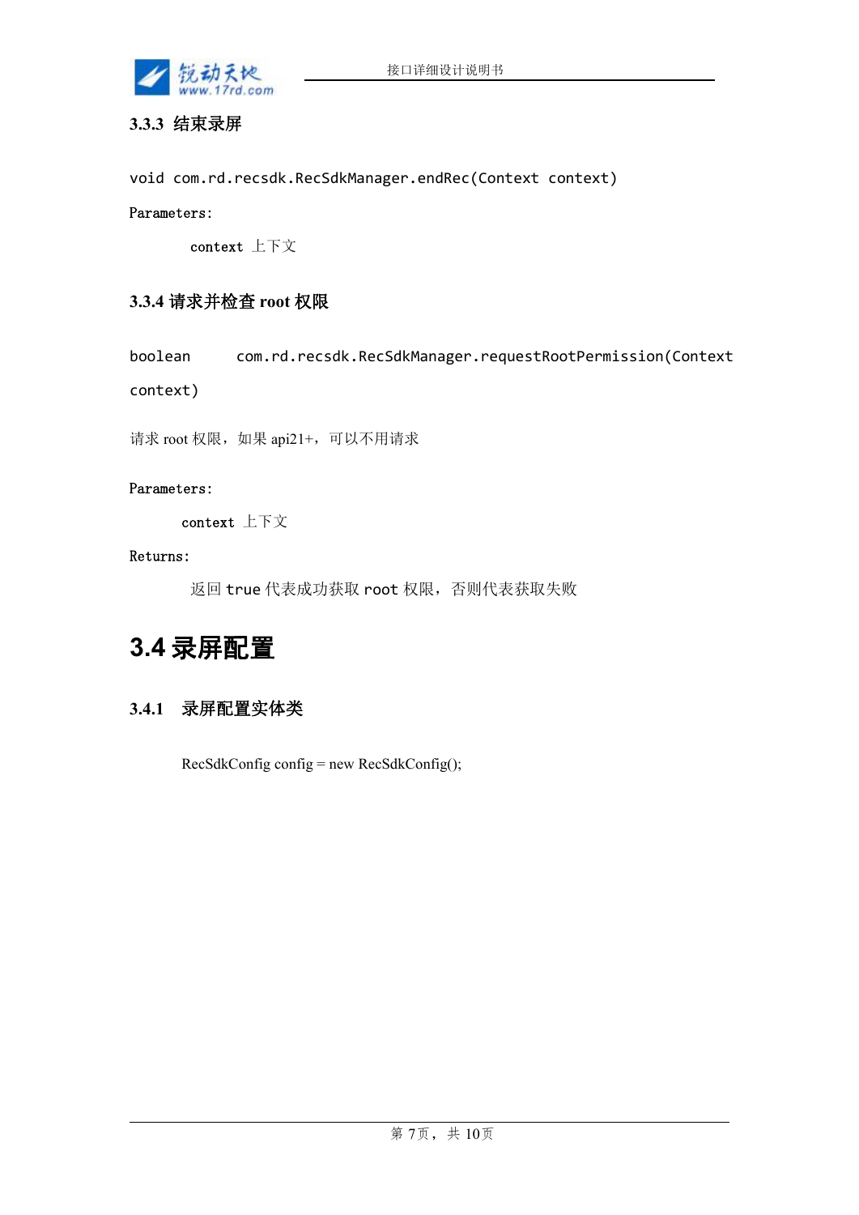### 3.3.3 结束录屏

```
void com.rd.recsdk.RecSdkManager.endRec(Context context)
```

Parameters:

　　context 上下文

### 3.3.4 请求并检查 root 权限

```
boolean    com.rd.recsdk.RecSdkManager.requestRootPermission(Context context)
```

请求 root 权限，如果 api21+，可以不用请求

Parameters:

　　context 上下文

Returns:

　　返回 true 代表成功获取 root 权限，否则代表获取失败

## 3.4 录屏配置

### 3.4.1 录屏配置实体类

```
RecSdkConfig config = new RecSdkConfig();
```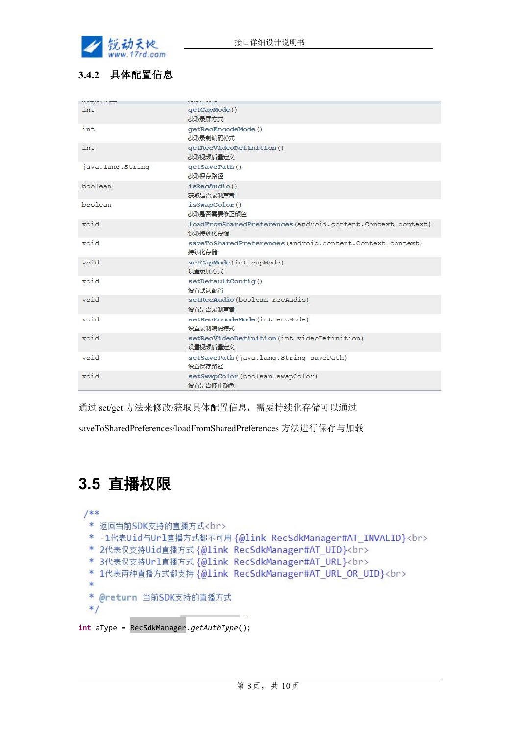### 3.4.2 具体配置信息

| 修饰符和类型 | 方法和说明 |
| --- | --- |
| int | getCapMode()<br>获取录屏方式 |
| int | getRecEncodeMode()<br>获取录制编码模式 |
| int | getRecVideoDefinition()<br>获取视频质量定义 |
| java.lang.String | getSavePath()<br>获取保存路径 |
| boolean | isRecAudio()<br>获取是否录制声音 |
| boolean | isSwapColor()<br>获取是否需要修正颜色 |
| void | loadFromSharedPreferences(android.content.Context context)<br>读取持续化存储 |
| void | saveToSharedPreferences(android.content.Context context)<br>持续化存储 |
| void | setCapMode(int capMode)<br>设置录屏方式 |
| void | setDefaultConfig()<br>设置默认配置 |
| void | setRecAudio(boolean recAudio)<br>设置是否录制声音 |
| void | setRecEncodeMode(int encMode)<br>设置录制编码模式 |
| void | setRecVideoDefinition(int videoDefinition)<br>设置视频质量定义 |
| void | setSavePath(java.lang.String savePath)<br>设置保存路径 |
| void | setSwapColor(boolean swapColor)<br>设置是否修正颜色 |

通过 set/get 方法来修改/获取具体配置信息，需要持续化存储可以通过

saveToSharedPreferences/loadFromSharedPreferences 方法进行保存与加载

## 3.5 直播权限

```java
/**
 * 返回当前SDK支持的直播方式<br>
 * -1代表Uid与Url直播方式都不可用 {@link RecSdkManager#AT_INVALID}<br>
 * 2代表仅支持Uid直播方式 {@link RecSdkManager#AT_UID}<br>
 * 3代表仅支持Url直播方式 {@link RecSdkManager#AT_URL}<br>
 * 1代表两种直播方式都支持 {@link RecSdkManager#AT_URL_OR_UID}<br>
 *
 * @return 当前SDK支持的直播方式
 */
int aType = RecSdkManager.getAuthType();
```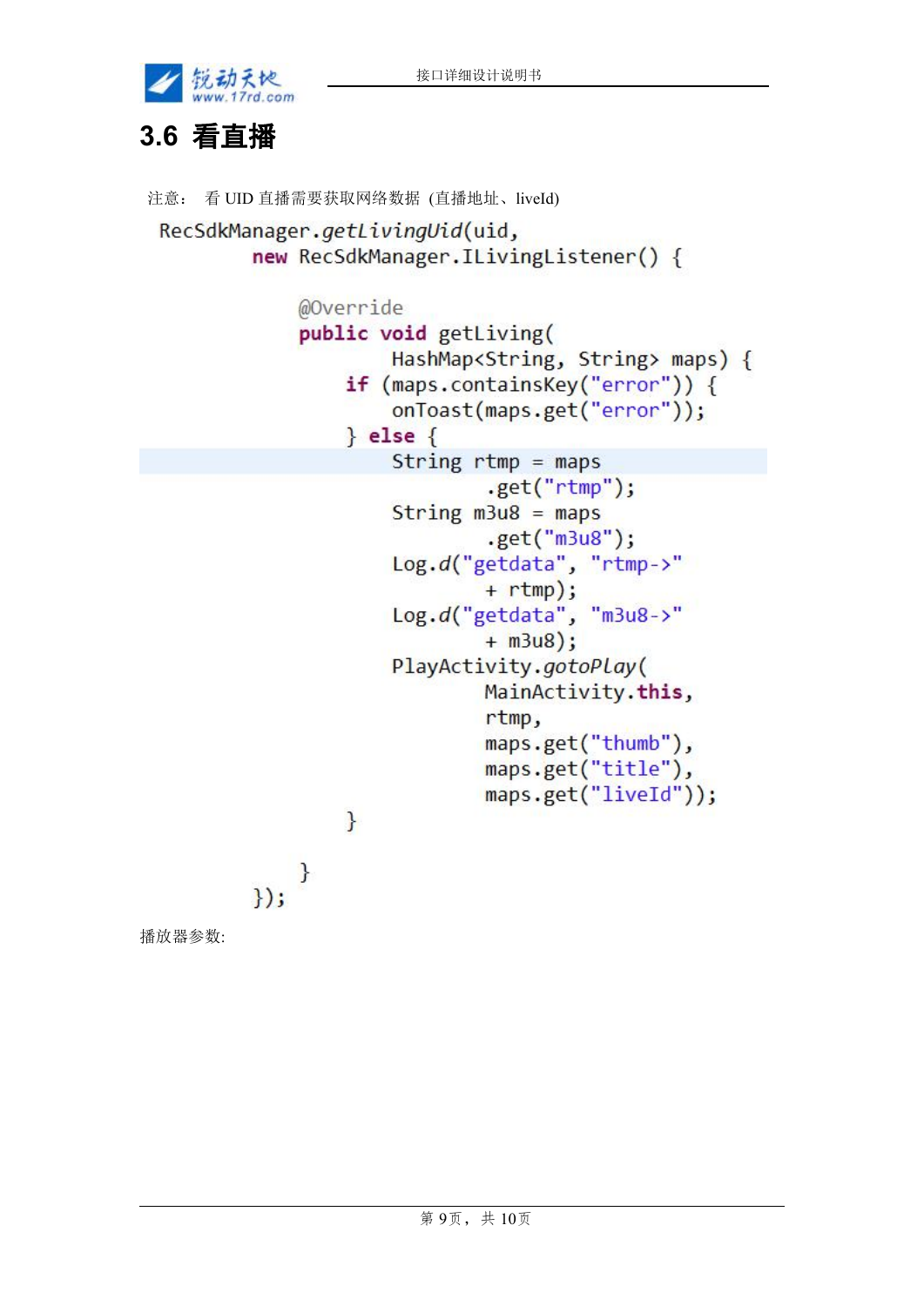## 3.6 看直播

注意： 看 UID 直播需要获取网络数据 (直播地址、liveId)

```
RecSdkManager.getLivingUid(uid,
        new RecSdkManager.ILivingListener() {

            @Override
            public void getLiving(
                    HashMap<String, String> maps) {
                if (maps.containsKey("error")) {
                    onToast(maps.get("error"));
                } else {
                    String rtmp = maps
                            .get("rtmp");
                    String m3u8 = maps
                            .get("m3u8");
                    Log.d("getdata", "rtmp->"
                            + rtmp);
                    Log.d("getdata", "m3u8->"
                            + m3u8);
                    PlayActivity.gotoPlay(
                            MainActivity.this,
                            rtmp,
                            maps.get("thumb"),
                            maps.get("title"),
                            maps.get("liveId"));
                }

            }
        });
```

播放器参数: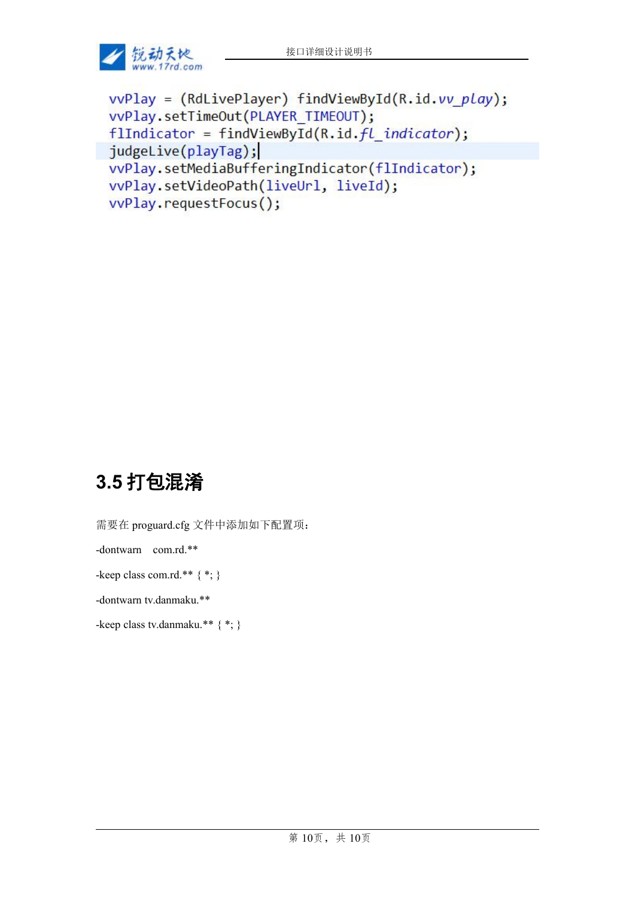```java
vvPlay = (RdLivePlayer) findViewById(R.id.vv_play);
vvPlay.setTimeOut(PLAYER_TIMEOUT);
flIndicator = findViewById(R.id.fl_indicator);
judgeLive(playTag);
vvPlay.setMediaBufferingIndicator(flIndicator);
vvPlay.setVideoPath(liveUrl, liveId);
vvPlay.requestFocus();
```

## 3.5 打包混淆

需要在 proguard.cfg 文件中添加如下配置项：

-dontwarn com.rd.**

-keep class com.rd.** { *; }

-dontwarn tv.danmaku.**

-keep class tv.danmaku.** { *; }